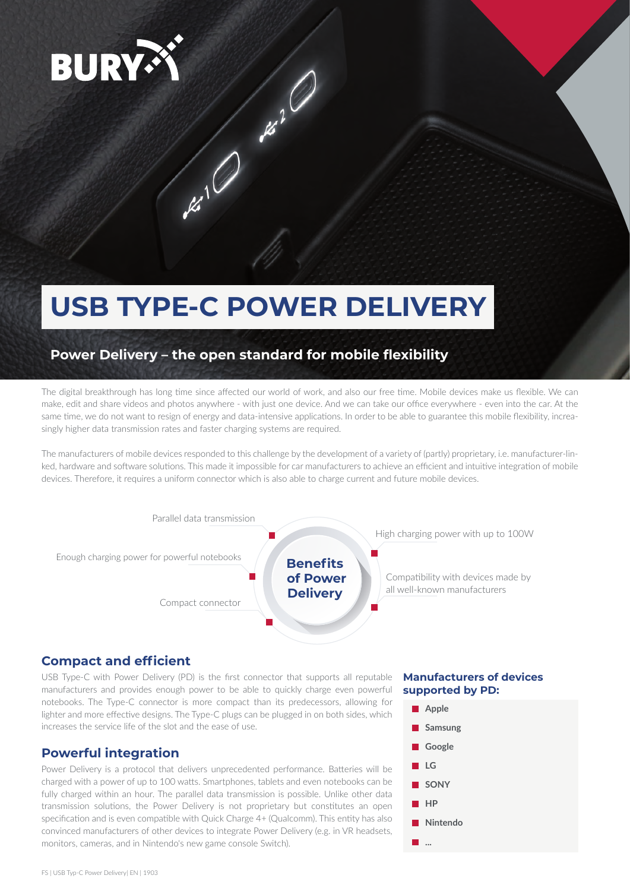BURY

# USB TYPE-C POWER DELIVERY

## Power Delivery – the open standard for mobile flexibility

The digital breakthrough has long time since affected our world of work, and also our free time. Mobile devices make us flexible. We can make, edit and share videos and photos anywhere - with just one device. And we can take our office everywhere - even into the car. At the same time, we do not want to resign of energy and data-intensive applications. In order to be able to guarantee this mobile flexibility, increasingly higher data transmission rates and faster charging systems are required.

The manufacturers of mobile devices responded to this challenge by the development of a variety of (partly) proprietary, i.e. manufacturer-linked, hardware and software solutions. This made it impossible for car manufacturers to achieve an efficient and intuitive integration of mobile devices. Therefore, it requires a uniform connector which is also able to charge current and future mobile devices.

**Benefits of Power Delivery**

- Parallel data transmission
- Enough charging power for powerful notebooks
- Compact connector
- High charging power with up to 100W
- Compatibility with devices made by all well-known manufacturers

### Compact and efficient

USB Type-C with Power Delivery (PD) is the first connector that supports all reputable manufacturers and provides enough power to be able to quickly charge even powerful notebooks. The Type-C connector is more compact than its predecessors, allowing for lighter and more effective designs. The Type-C plugs can be plugged in on both sides, which increases the service life of the slot and the ease of use.

### Powerful integration

Power Delivery is a protocol that delivers unprecedented performance. Batteries will be charged with a power of up to 100 watts. Smartphones, tablets and even notebooks can be fully charged within an hour. The parallel data transmission is possible. Unlike other data transmission solutions, the Power Delivery is not proprietary but constitutes an open specification and is even compatible with Quick Charge 4+ (Qualcomm). This entity has also convinced manufacturers of other devices to integrate Power Delivery (e.g. in VR headsets, monitors, cameras, and in Nintendo's new game console Switch).

### Manufacturers of devices supported by PD:

- **Apple**
- **Samsung**
- **Google**
- **LG**
- **SONY**
- **HP**
- **Nintendo**
- **...**

FS | USB Typ-C Power Delivery| EN | 1903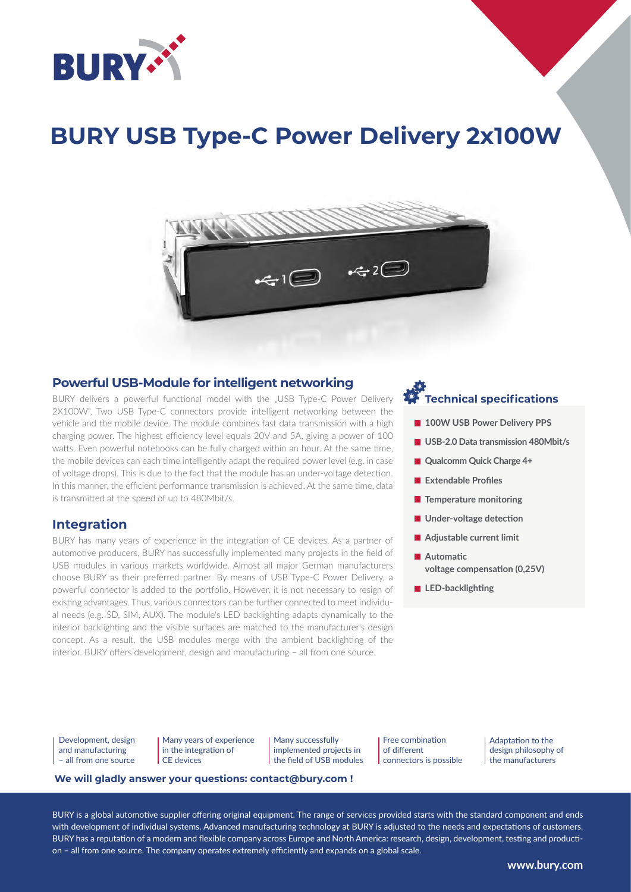# BURY USB Type-C Power Delivery 2x100W

## Powerful USB-Module for intelligent networking

BURY delivers a powerful functional model with the „USB Type-C Power Delivery 2X100W". Two USB Type-C connectors provide intelligent networking between the vehicle and the mobile device. The module combines fast data transmission with a high charging power. The highest efficiency level equals 20V and 5A, giving a power of 100 watts. Even powerful notebooks can be fully charged within an hour. At the same time, the mobile devices can each time intelligently adapt the required power level (e.g. in case of voltage drops). This is due to the fact that the module has an under-voltage detection. In this manner, the efficient performance transmission is achieved. At the same time, data is transmitted at the speed of up to 480Mbit/s.

## Integration

BURY has many years of experience in the integration of CE devices. As a partner of automotive producers, BURY has successfully implemented many projects in the field of USB modules in various markets worldwide. Almost all major German manufacturers choose BURY as their preferred partner. By means of USB Type-C Power Delivery, a powerful connector is added to the portfolio. However, it is not necessary to resign of existing advantages. Thus, various connectors can be further connected to meet individual needs (e.g. SD, SIM, AUX). The module's LED backlighting adapts dynamically to the interior backlighting and the visible surfaces are matched to the manufacturer's design concept. As a result, the USB modules merge with the ambient backlighting of the interior. BURY offers development, design and manufacturing – all from one source.

## Technical specifications

- **100W USB Power Delivery PPS**
- **USB-2.0 Data transmission 480Mbit/s**
- **Qualcomm Quick Charge 4+**
- **Extendable Profiles**
- **Temperature monitoring**
- **Under-voltage detection**
- **Adjustable current limit**
- **Automatic voltage compensation (0,25V)**
- **LED-backlighting**

Development, design and manufacturing – all from one source

Many years of experience in the integration of CE devices

Many successfully implemented projects in the field of USB modules

Free combination of different connectors is possible

Adaptation to the design philosophy of the manufacturers

**We will gladly answer your questions: contact@bury.com !**

BURY is a global automotive supplier offering original equipment. The range of services provided starts with the standard component and ends with development of individual systems. Advanced manufacturing technology at BURY is adjusted to the needs and expectations of customers. BURY has a reputation of a modern and flexible company across Europe and North America: research, design, development, testing and production – all from one source. The company operates extremely efficiently and expands on a global scale.

**www.bury.com**